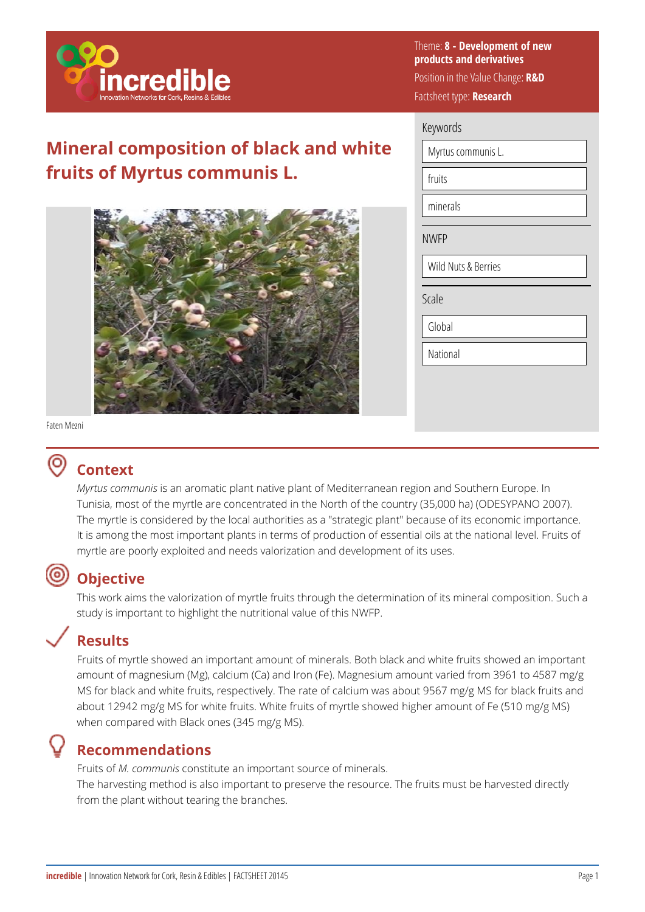Theme: **8 - Development of new products and derivatives**

Position in the Value Change: **R&D**

Factsheet type: **Research**

# Mineral composition of black and white fruits of Myrtus communis L.

Faten Mezni

**Keywords**

- Myrtus communis L.
- fruits
- minerals

**NWFP**

- Wild Nuts & Berries

**Scale**

- Global
- National

## Context

*Myrtus communis* is an aromatic plant native plant of Mediterranean region and Southern Europe. In Tunisia, most of the myrtle are concentrated in the North of the country (35,000 ha) (ODESYPANO 2007). The myrtle is considered by the local authorities as a "strategic plant" because of its economic importance. It is among the most important plants in terms of production of essential oils at the national level. Fruits of myrtle are poorly exploited and needs valorization and development of its uses.

## Objective

This work aims the valorization of myrtle fruits through the determination of its mineral composition. Such a study is important to highlight the nutritional value of this NWFP.

## Results

Fruits of myrtle showed an important amount of minerals. Both black and white fruits showed an important amount of magnesium (Mg), calcium (Ca) and Iron (Fe). Magnesium amount varied from 3961 to 4587 mg/g MS for black and white fruits, respectively. The rate of calcium was about 9567 mg/g MS for black fruits and about 12942 mg/g MS for white fruits. White fruits of myrtle showed higher amount of Fe (510 mg/g MS) when compared with Black ones (345 mg/g MS).

## Recommendations

Fruits of *M. communis* constitute an important source of minerals.

The harvesting method is also important to preserve the resource. The fruits must be harvested directly from the plant without tearing the branches.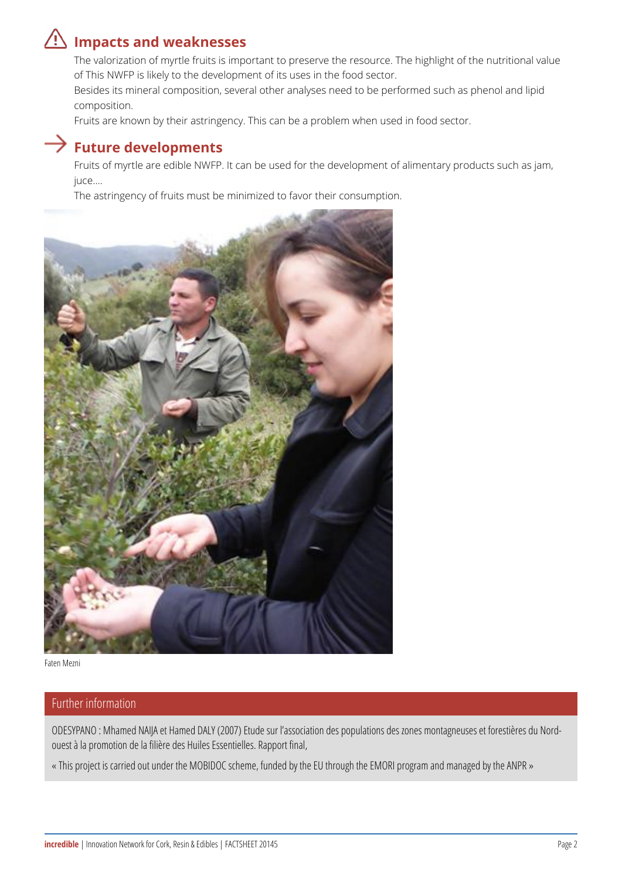## Impacts and weaknesses

The valorization of myrtle fruits is important to preserve the resource. The highlight of the nutritional value of This NWFP is likely to the development of its uses in the food sector.

Besides its mineral composition, several other analyses need to be performed such as phenol and lipid composition.

Fruits are known by their astringency. This can be a problem when used in food sector.

## Future developments

Fruits of myrtle are edible NWFP. It can be used for the development of alimentary products such as jam, juce….

The astringency of fruits must be minimized to favor their consumption.

Faten Mezni

## Further information

ODESYPANO : Mhamed NAIJA et Hamed DALY (2007) Etude sur l'association des populations des zones montagneuses et forestières du Nord-ouest à la promotion de la filière des Huiles Essentielles. Rapport final,

« This project is carried out under the MOBIDOC scheme, funded by the EU through the EMORI program and managed by the ANPR »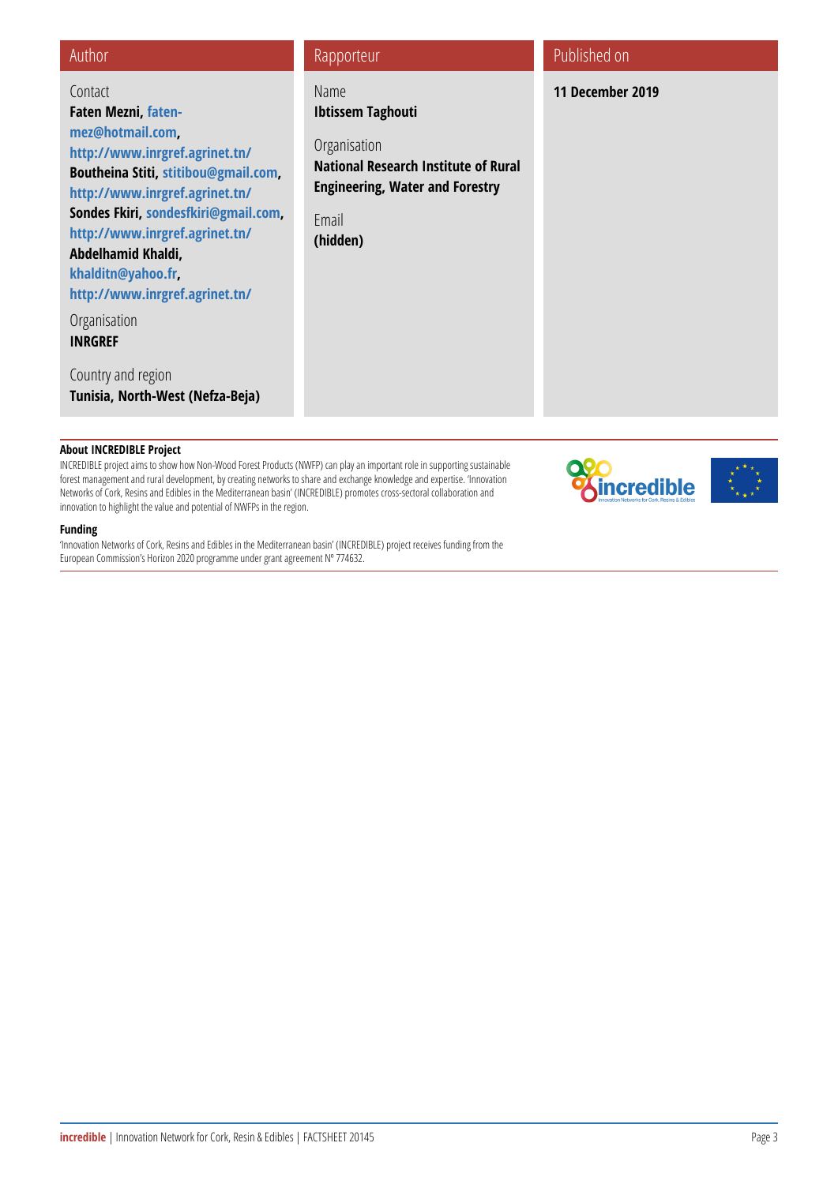## Author

Contact

**Faten Mezni, faten-mez@hotmail.com, http://www.inrgref.agrinet.tn/**
**Boutheina Stiti, stitibou@gmail.com, http://www.inrgref.agrinet.tn/**
**Sondes Fkiri, sondesfkiri@gmail.com, http://www.inrgref.agrinet.tn/**
**Abdelhamid Khaldi, khalditn@yahoo.fr, http://www.inrgref.agrinet.tn/**

Organisation

**INRGREF**

Country and region

**Tunisia, North-West (Nefza-Beja)**

## Rapporteur

Name

**Ibtissem Taghouti**

Organisation

**National Research Institute of Rural Engineering, Water and Forestry**

Email

**(hidden)**

## Published on

**11 December 2019**

**About INCREDIBLE Project**

INCREDIBLE project aims to show how Non-Wood Forest Products (NWFP) can play an important role in supporting sustainable forest management and rural development, by creating networks to share and exchange knowledge and expertise. 'Innovation Networks of Cork, Resins and Edibles in the Mediterranean basin' (INCREDIBLE) promotes cross-sectoral collaboration and innovation to highlight the value and potential of NWFPs in the region.

**Funding**

'Innovation Networks of Cork, Resins and Edibles in the Mediterranean basin' (INCREDIBLE) project receives funding from the European Commission's Horizon 2020 programme under grant agreement Nº 774632.